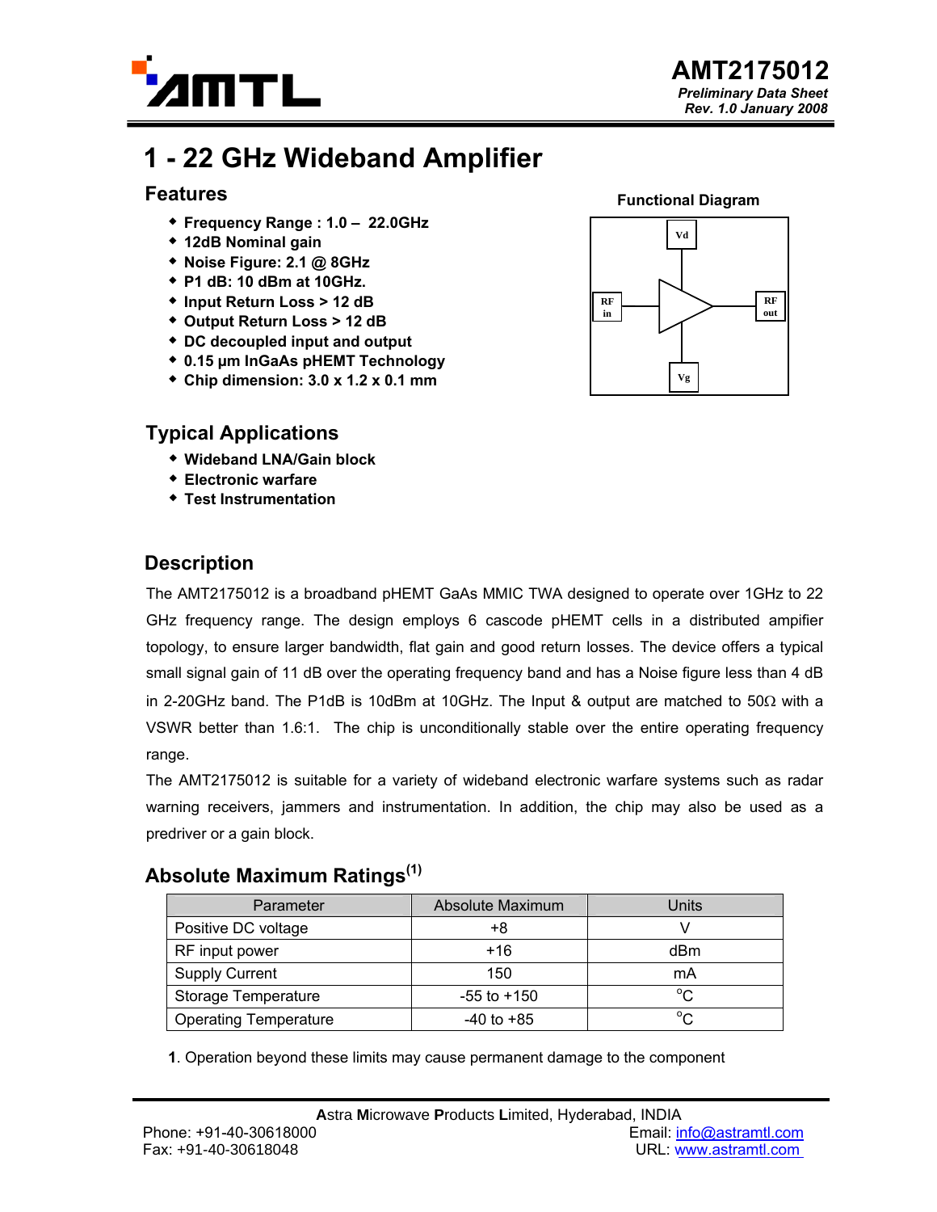**AMT2175012**

*Preliminary Data Sheet*
*Rev. 1.0 January 2008*

# 1 - 22 GHz Wideband Amplifier

## Features

- **Frequency Range : 1.0 – 22.0GHz**
- **12dB Nominal gain**
- **Noise Figure: 2.1 @ 8GHz**
- **P1 dB: 10 dBm at 10GHz.**
- **Input Return Loss > 12 dB**
- **Output Return Loss > 12 dB**
- **DC decoupled input and output**
- **0.15 µm InGaAs pHEMT Technology**
- **Chip dimension: 3.0 x 1.2 x 0.1 mm**

**Functional Diagram**

Vd

RF in

RF out

Vg

## Typical Applications

- **Wideband LNA/Gain block**
- **Electronic warfare**
- **Test Instrumentation**

## Description

The AMT2175012 is a broadband pHEMT GaAs MMIC TWA designed to operate over 1GHz to 22 GHz frequency range. The design employs 6 cascode pHEMT cells in a distributed ampifier topology, to ensure larger bandwidth, flat gain and good return losses. The device offers a typical small signal gain of 11 dB over the operating frequency band and has a Noise figure less than 4 dB in 2-20GHz band. The P1dB is 10dBm at 10GHz. The Input & output are matched to 50Ω with a VSWR better than 1.6:1. The chip is unconditionally stable over the entire operating frequency range.

The AMT2175012 is suitable for a variety of wideband electronic warfare systems such as radar warning receivers, jammers and instrumentation. In addition, the chip may also be used as a predriver or a gain block.

## Absolute Maximum Ratings[1]

| Parameter | Absolute Maximum | Units |
|---|---|---|
| Positive DC voltage | +8 | V |
| RF input power | +16 | dBm |
| Supply Current | 150 | mA |
| Storage Temperature | -55 to +150 | °C |
| Operating Temperature | -40 to +85 | °C |

**1**. Operation beyond these limits may cause permanent damage to the component

**A**stra **M**icrowave **P**roducts **L**imited, Hyderabad, INDIA
Phone: +91-40-30618000 Email: info@astramtl.com
Fax: +91-40-30618048 URL: www.astramtl.com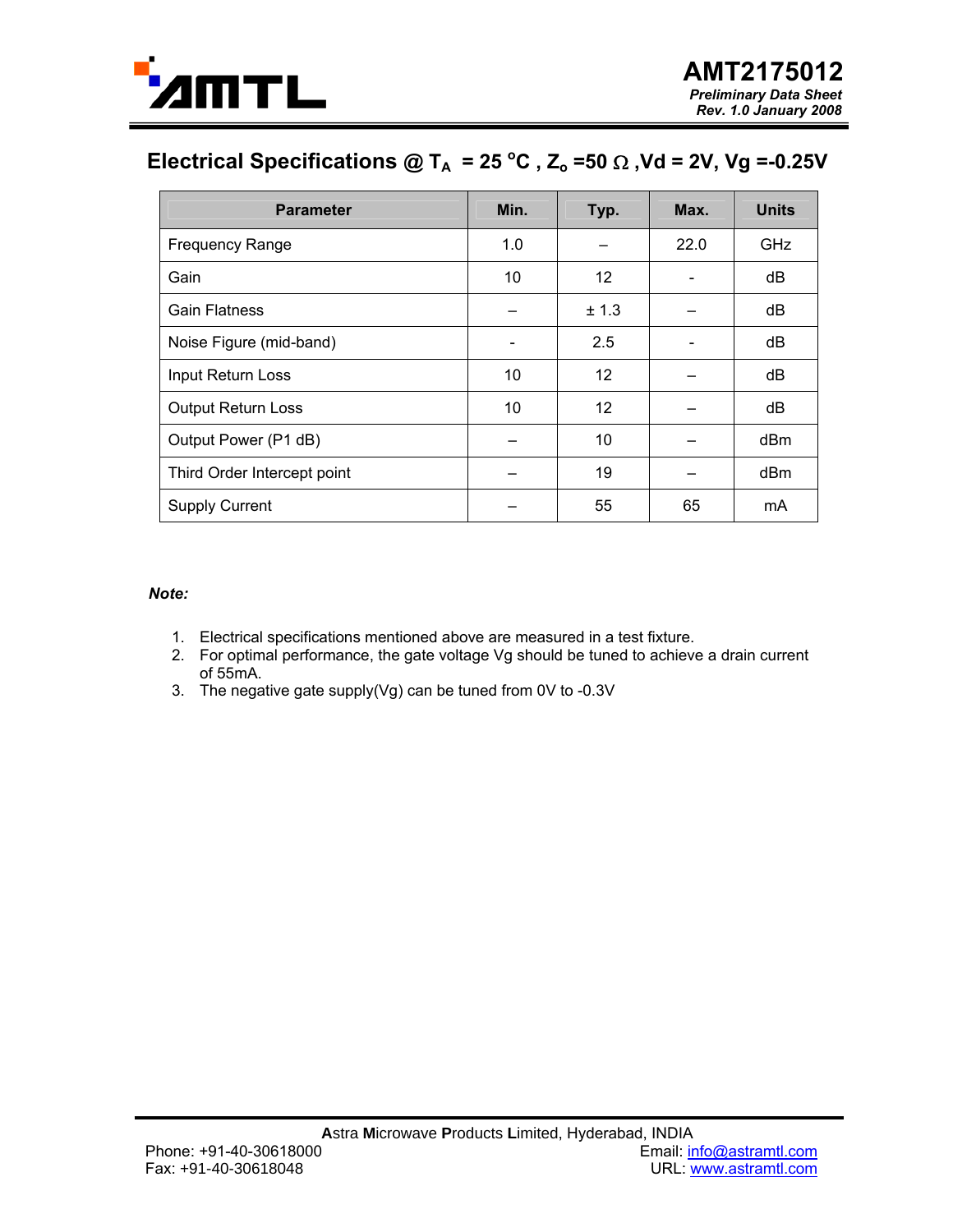## Electrical Specifications @ $T_A$ = 25 °C , $Z_o$ =50 Ω ,Vd = 2V, Vg =-0.25V

| Parameter | Min. | Typ. | Max. | Units |
|---|---|---|---|---|
| Frequency Range | 1.0 | – | 22.0 | GHz |
| Gain | 10 | 12 | - | dB |
| Gain Flatness | – | ± 1.3 | – | dB |
| Noise Figure (mid-band) | - | 2.5 | - | dB |
| Input Return Loss | 10 | 12 | – | dB |
| Output Return Loss | 10 | 12 | – | dB |
| Output Power (P1 dB) | – | 10 | – | dBm |
| Third Order Intercept point | – | 19 | – | dBm |
| Supply Current | – | 55 | 65 | mA |

***Note:***

1. Electrical specifications mentioned above are measured in a test fixture.
2. For optimal performance, the gate voltage Vg should be tuned to achieve a drain current of 55mA.
3. The negative gate supply(Vg) can be tuned from 0V to -0.3V

**A**stra **M**icrowave **P**roducts **L**imited, Hyderabad, INDIA

Phone: +91-40-30618000
Fax: +91-40-30618048

Email: info@astramtl.com
URL: www.astramtl.com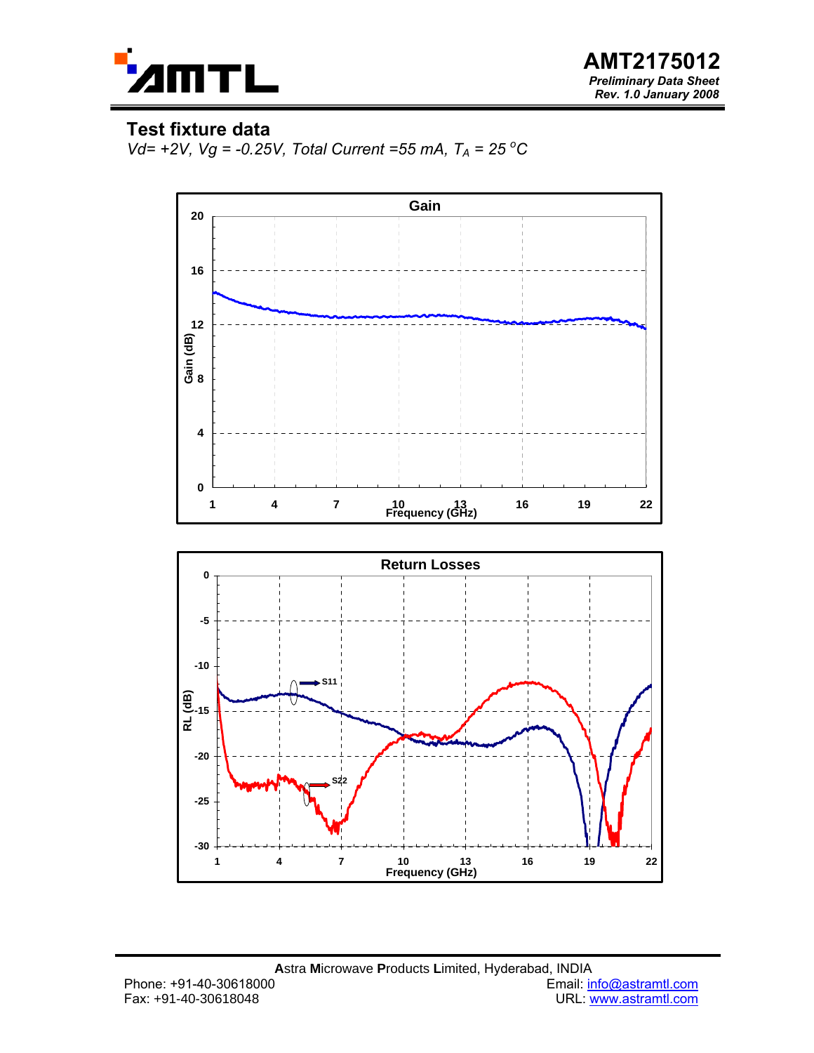## Test fixture data

*Vd= +2V, Vg = -0.25V, Total Current =55 mA, $T_A$ = 25 °C*

Gain

Gain (dB)

Frequency (GHz)

Return Losses

RL (dB)

S11

S22

Frequency (GHz)

**A**stra **M**icrowave **P**roducts **L**imited, Hyderabad, INDIA

Phone: +91-40-30618000
Fax: +91-40-30618048

Email: info@astramtl.com
URL: www.astramtl.com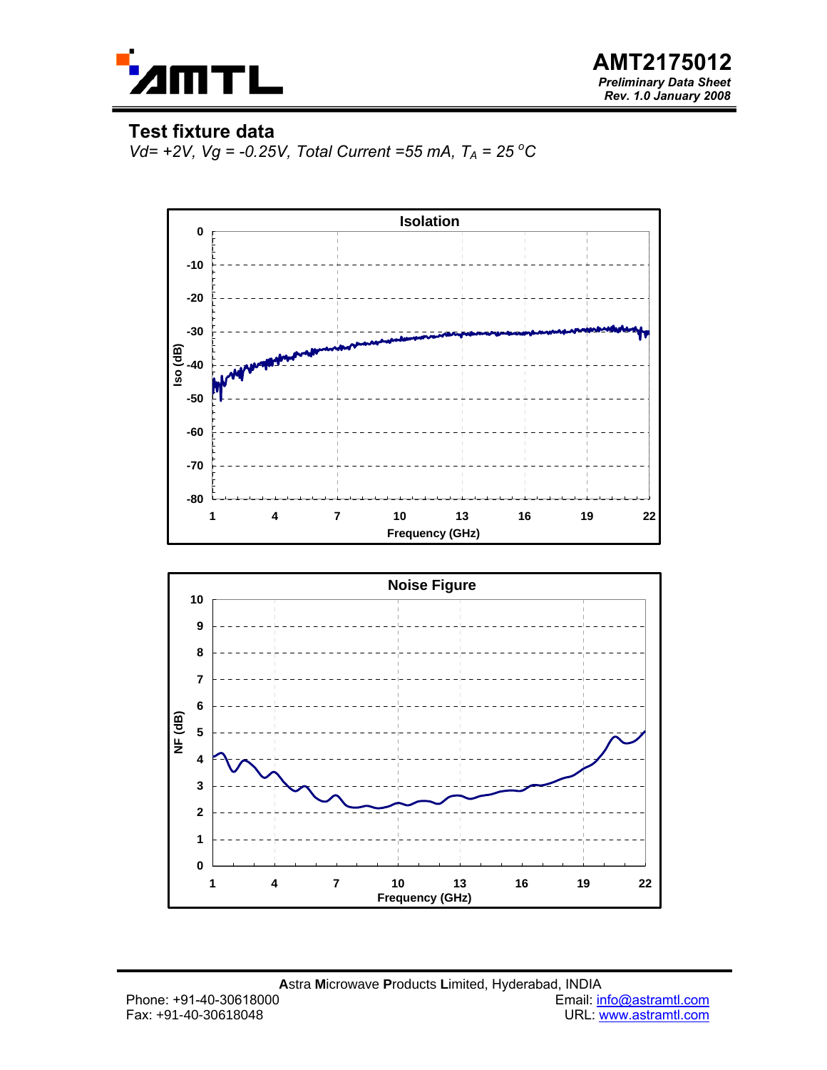## Test fixture data

*Vd= +2V, Vg = -0.25V, Total Current =55 mA, $T_A$ = 25 $^oC$*

**Isolation**

Iso (dB)

0, -10, -20, -30, -40, -50, -60, -70, -80

1, 4, 7, 10, 13, 16, 19, 22

Frequency (GHz)

**Noise Figure**

NF (dB)

10, 9, 8, 7, 6, 5, 4, 3, 2, 1, 0

1, 4, 7, 10, 13, 16, 19, 22

Frequency (GHz)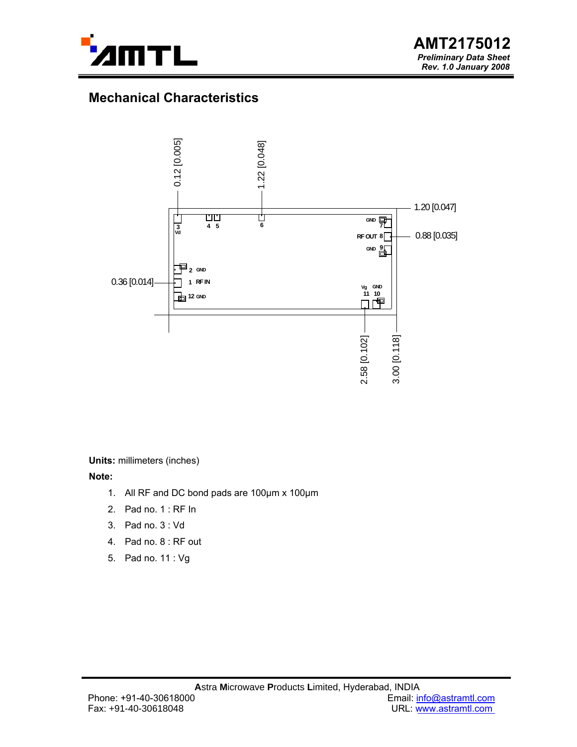## Mechanical Characteristics

**Units:** millimeters (inches)

**Note:**

1. All RF and DC bond pads are 100µm x 100µm
2. Pad no. 1 : RF In
3. Pad no. 3 : Vd
4. Pad no. 8 : RF out
5. Pad no. 11 : Vg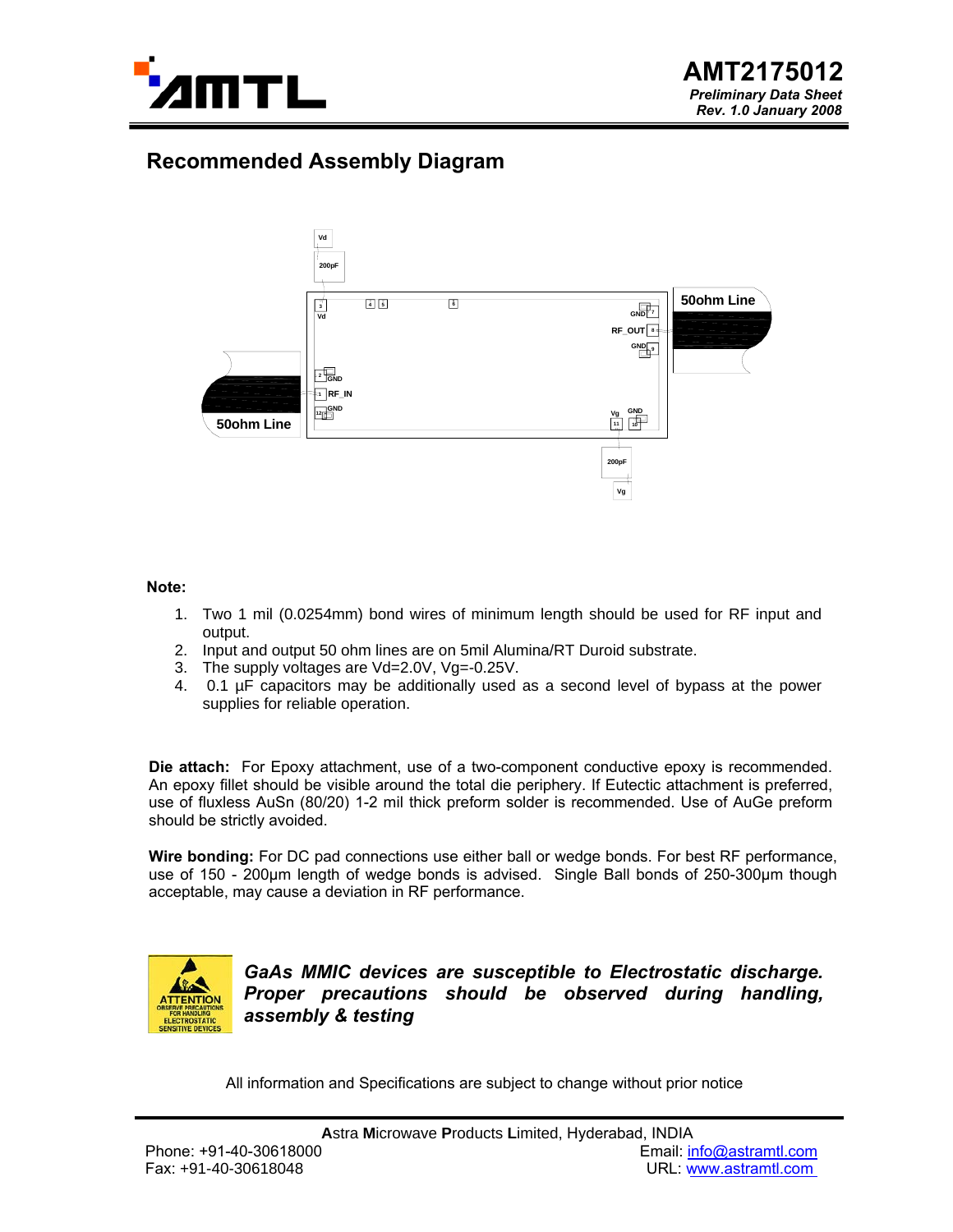## Recommended Assembly Diagram

Vd
200pF
3
Vd
4 5
6
GND 7
RF_OUT 8
GND 9
50ohm Line
2 GND
1 RF_IN
12 GND
50ohm Line
Vg 11
GND 10
200pF
Vg

**Note:**

1. Two 1 mil (0.0254mm) bond wires of minimum length should be used for RF input and output.
2. Input and output 50 ohm lines are on 5mil Alumina/RT Duroid substrate.
3. The supply voltages are Vd=2.0V, Vg=-0.25V.
4. 0.1 µF capacitors may be additionally used as a second level of bypass at the power supplies for reliable operation.

**Die attach:** For Epoxy attachment, use of a two-component conductive epoxy is recommended. An epoxy fillet should be visible around the total die periphery. If Eutectic attachment is preferred, use of fluxless AuSn (80/20) 1-2 mil thick preform solder is recommended. Use of AuGe preform should be strictly avoided.

**Wire bonding:** For DC pad connections use either ball or wedge bonds. For best RF performance, use of 150 - 200µm length of wedge bonds is advised. Single Ball bonds of 250-300µm though acceptable, may cause a deviation in RF performance.

ATTENTION
OBSERVE PRECAUTIONS FOR HANDLING ELECTROSTATIC SENSITIVE DEVICES

***GaAs MMIC devices are susceptible to Electrostatic discharge. Proper precautions should be observed during handling, assembly & testing***

All information and Specifications are subject to change without prior notice

**A**stra **M**icrowave **P**roducts **L**imited, Hyderabad, INDIA
Phone: +91-40-30618000
Fax: +91-40-30618048
Email: info@astramtl.com
URL: www.astramtl.com